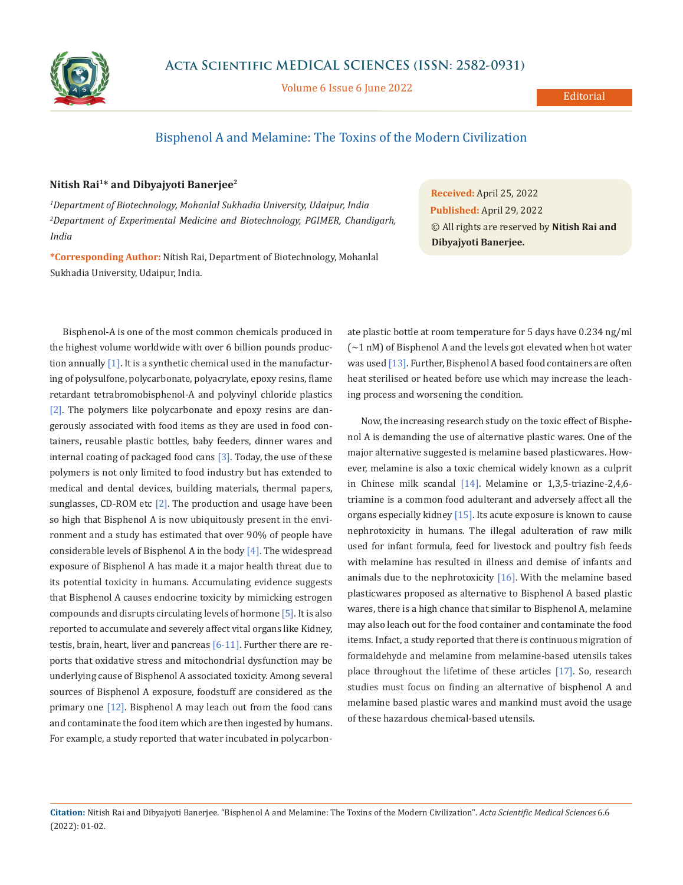Editorial

# Bisphenol A and Melamine: The Toxins of the Modern Civilization

**Nitish Rai[1]* and Dibyajyoti Banerjee[2]**

*[1]Department of Biotechnology, Mohanlal Sukhadia University, Udaipur, India*

*[2]Department of Experimental Medicine and Biotechnology, PGIMER, Chandigarh, India*

***Corresponding Author:** Nitish Rai, Department of Biotechnology, Mohanlal Sukhadia University, Udaipur, India.

**Received:** April 25, 2022
**Published:** April 29, 2022
© All rights are reserved by **Nitish Rai and Dibyajyoti Banerjee.**

Bisphenol-A is one of the most common chemicals produced in the highest volume worldwide with over 6 billion pounds production annually [1]. It is a synthetic chemical used in the manufacturing of polysulfone, polycarbonate, polyacrylate, epoxy resins, flame retardant tetrabromobisphenol-A and polyvinyl chloride plastics [2]. The polymers like polycarbonate and epoxy resins are dangerously associated with food items as they are used in food containers, reusable plastic bottles, baby feeders, dinner wares and internal coating of packaged food cans [3]. Today, the use of these polymers is not only limited to food industry but has extended to medical and dental devices, building materials, thermal papers, sunglasses, CD-ROM etc [2]. The production and usage have been so high that Bisphenol A is now ubiquitously present in the environment and a study has estimated that over 90% of people have considerable levels of Bisphenol A in the body [4]. The widespread exposure of Bisphenol A has made it a major health threat due to its potential toxicity in humans. Accumulating evidence suggests that Bisphenol A causes endocrine toxicity by mimicking estrogen compounds and disrupts circulating levels of hormone [5]. It is also reported to accumulate and severely affect vital organs like Kidney, testis, brain, heart, liver and pancreas [6-11]. Further there are reports that oxidative stress and mitochondrial dysfunction may be underlying cause of Bisphenol A associated toxicity. Among several sources of Bisphenol A exposure, foodstuff are considered as the primary one [12]. Bisphenol A may leach out from the food cans and contaminate the food item which are then ingested by humans. For example, a study reported that water incubated in polycarbonate plastic bottle at room temperature for 5 days have 0.234 ng/ml (~1 nM) of Bisphenol A and the levels got elevated when hot water was used [13]. Further, Bisphenol A based food containers are often heat sterilised or heated before use which may increase the leaching process and worsening the condition.

Now, the increasing research study on the toxic effect of Bisphenol A is demanding the use of alternative plastic wares. One of the major alternative suggested is melamine based plasticwares. However, melamine is also a toxic chemical widely known as a culprit in Chinese milk scandal [14]. Melamine or 1,3,5-triazine-2,4,6-triamine is a common food adulterant and adversely affect all the organs especially kidney [15]. Its acute exposure is known to cause nephrotoxicity in humans. The illegal adulteration of raw milk used for infant formula, feed for livestock and poultry fish feeds with melamine has resulted in illness and demise of infants and animals due to the nephrotoxicity [16]. With the melamine based plasticwares proposed as alternative to Bisphenol A based plastic wares, there is a high chance that similar to Bisphenol A, melamine may also leach out for the food container and contaminate the food items. Infact, a study reported that there is continuous migration of formaldehyde and melamine from melamine-based utensils takes place throughout the lifetime of these articles [17]. So, research studies must focus on finding an alternative of bisphenol A and melamine based plastic wares and mankind must avoid the usage of these hazardous chemical-based utensils.

**Citation:** Nitish Rai and Dibyajyoti Banerjee. "Bisphenol A and Melamine: The Toxins of the Modern Civilization". *Acta Scientific Medical Sciences* 6.6 (2022): 01-02.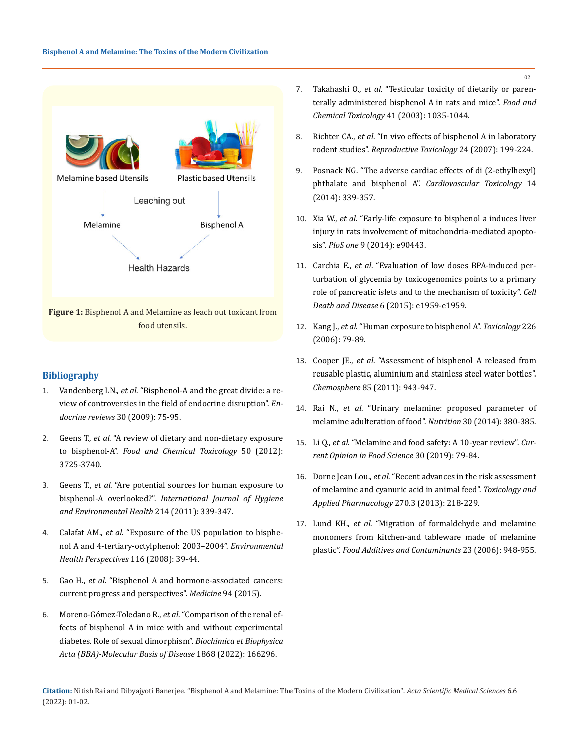Melamine based Utensils

Plastic based Utensils

Leaching out

Melamine

Bisphenol A

Health Hazards

**Figure 1:** Bisphenol A and Melamine as leach out toxicant from food utensils.

## Bibliography

1. Vandenberg LN., *et al*. "Bisphenol-A and the great divide: a review of controversies in the field of endocrine disruption". *Endocrine reviews* 30 (2009): 75-95.
2. Geens T., *et al*. "A review of dietary and non-dietary exposure to bisphenol-A". *Food and Chemical Toxicology* 50 (2012): 3725-3740.
3. Geens T., *et al*. "Are potential sources for human exposure to bisphenol-A overlooked?". *International Journal of Hygiene and Environmental Health* 214 (2011): 339-347.
4. Calafat AM., *et al*. "Exposure of the US population to bisphenol A and 4-tertiary-octylphenol: 2003–2004". *Environmental Health Perspectives* 116 (2008): 39-44.
5. Gao H., *et al*. "Bisphenol A and hormone-associated cancers: current progress and perspectives". *Medicine* 94 (2015).
6. Moreno-Gómez-Toledano R., *et al*. "Comparison of the renal effects of bisphenol A in mice with and without experimental diabetes. Role of sexual dimorphism". *Biochimica et Biophysica Acta (BBA)-Molecular Basis of Disease* 1868 (2022): 166296.
7. Takahashi O., *et al*. "Testicular toxicity of dietarily or parenterally administered bisphenol A in rats and mice". *Food and Chemical Toxicology* 41 (2003): 1035-1044.
8. Richter CA., *et al*. "In vivo effects of bisphenol A in laboratory rodent studies". *Reproductive Toxicology* 24 (2007): 199-224.
9. Posnack NG. "The adverse cardiac effects of di (2-ethylhexyl) phthalate and bisphenol A". *Cardiovascular Toxicology* 14 (2014): 339-357.
10. Xia W., *et al*. "Early-life exposure to bisphenol a induces liver injury in rats involvement of mitochondria-mediated apoptosis". *PloS one* 9 (2014): e90443.
11. Carchia E., *et al*. "Evaluation of low doses BPA-induced perturbation of glycemia by toxicogenomics points to a primary role of pancreatic islets and to the mechanism of toxicity". *Cell Death and Disease* 6 (2015): e1959-e1959.
12. Kang J., *et al*. "Human exposure to bisphenol A". *Toxicology* 226 (2006): 79-89.
13. Cooper JE., *et al*. "Assessment of bisphenol A released from reusable plastic, aluminium and stainless steel water bottles". *Chemosphere* 85 (2011): 943-947.
14. Rai N., *et al*. "Urinary melamine: proposed parameter of melamine adulteration of food". *Nutrition* 30 (2014): 380-385.
15. Li Q., *et al*. "Melamine and food safety: A 10-year review". *Current Opinion in Food Science* 30 (2019): 79-84.
16. Dorne Jean Lou., *et al*. "Recent advances in the risk assessment of melamine and cyanuric acid in animal feed". *Toxicology and Applied Pharmacology* 270.3 (2013): 218-229.
17. Lund KH., *et al*. "Migration of formaldehyde and melamine monomers from kitchen-and tableware made of melamine plastic". *Food Additives and Contaminants* 23 (2006): 948-955.